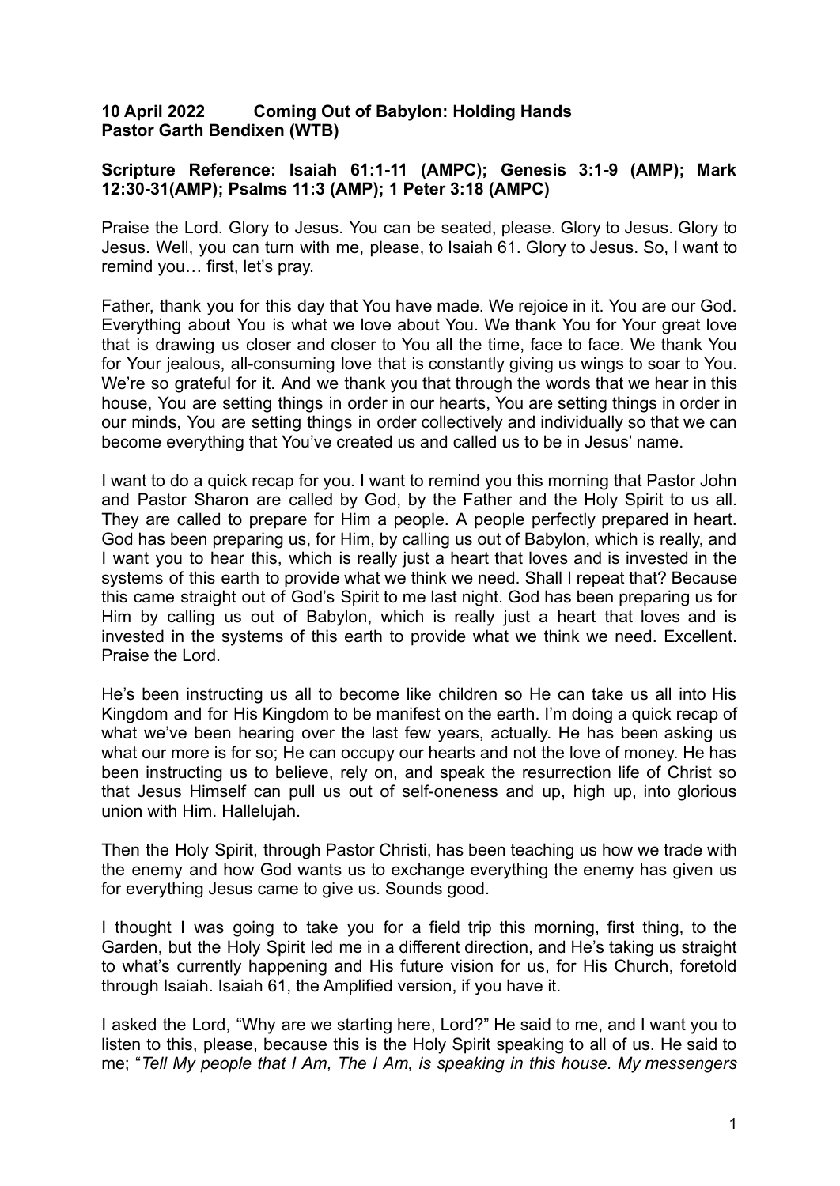**10 April 2022 Coming Out of Babylon: Holding Hands**
**Pastor Garth Bendixen (WTB)**

**Scripture Reference: Isaiah 61:1-11 (AMPC); Genesis 3:1-9 (AMP); Mark 12:30-31(AMP); Psalms 11:3 (AMP); 1 Peter 3:18 (AMPC)**

Praise the Lord. Glory to Jesus. You can be seated, please. Glory to Jesus. Glory to Jesus. Well, you can turn with me, please, to Isaiah 61. Glory to Jesus. So, I want to remind you… first, let's pray.

Father, thank you for this day that You have made. We rejoice in it. You are our God. Everything about You is what we love about You. We thank You for Your great love that is drawing us closer and closer to You all the time, face to face. We thank You for Your jealous, all-consuming love that is constantly giving us wings to soar to You. We're so grateful for it. And we thank you that through the words that we hear in this house, You are setting things in order in our hearts, You are setting things in order in our minds, You are setting things in order collectively and individually so that we can become everything that You've created us and called us to be in Jesus' name.

I want to do a quick recap for you. I want to remind you this morning that Pastor John and Pastor Sharon are called by God, by the Father and the Holy Spirit to us all. They are called to prepare for Him a people. A people perfectly prepared in heart. God has been preparing us, for Him, by calling us out of Babylon, which is really, and I want you to hear this, which is really just a heart that loves and is invested in the systems of this earth to provide what we think we need. Shall I repeat that? Because this came straight out of God's Spirit to me last night. God has been preparing us for Him by calling us out of Babylon, which is really just a heart that loves and is invested in the systems of this earth to provide what we think we need. Excellent. Praise the Lord.

He's been instructing us all to become like children so He can take us all into His Kingdom and for His Kingdom to be manifest on the earth. I'm doing a quick recap of what we've been hearing over the last few years, actually. He has been asking us what our more is for so; He can occupy our hearts and not the love of money. He has been instructing us to believe, rely on, and speak the resurrection life of Christ so that Jesus Himself can pull us out of self-oneness and up, high up, into glorious union with Him. Hallelujah.

Then the Holy Spirit, through Pastor Christi, has been teaching us how we trade with the enemy and how God wants us to exchange everything the enemy has given us for everything Jesus came to give us. Sounds good.

I thought I was going to take you for a field trip this morning, first thing, to the Garden, but the Holy Spirit led me in a different direction, and He's taking us straight to what's currently happening and His future vision for us, for His Church, foretold through Isaiah. Isaiah 61, the Amplified version, if you have it.

I asked the Lord, "Why are we starting here, Lord?" He said to me, and I want you to listen to this, please, because this is the Holy Spirit speaking to all of us. He said to me; "*Tell My people that I Am, The I Am, is speaking in this house. My messengers*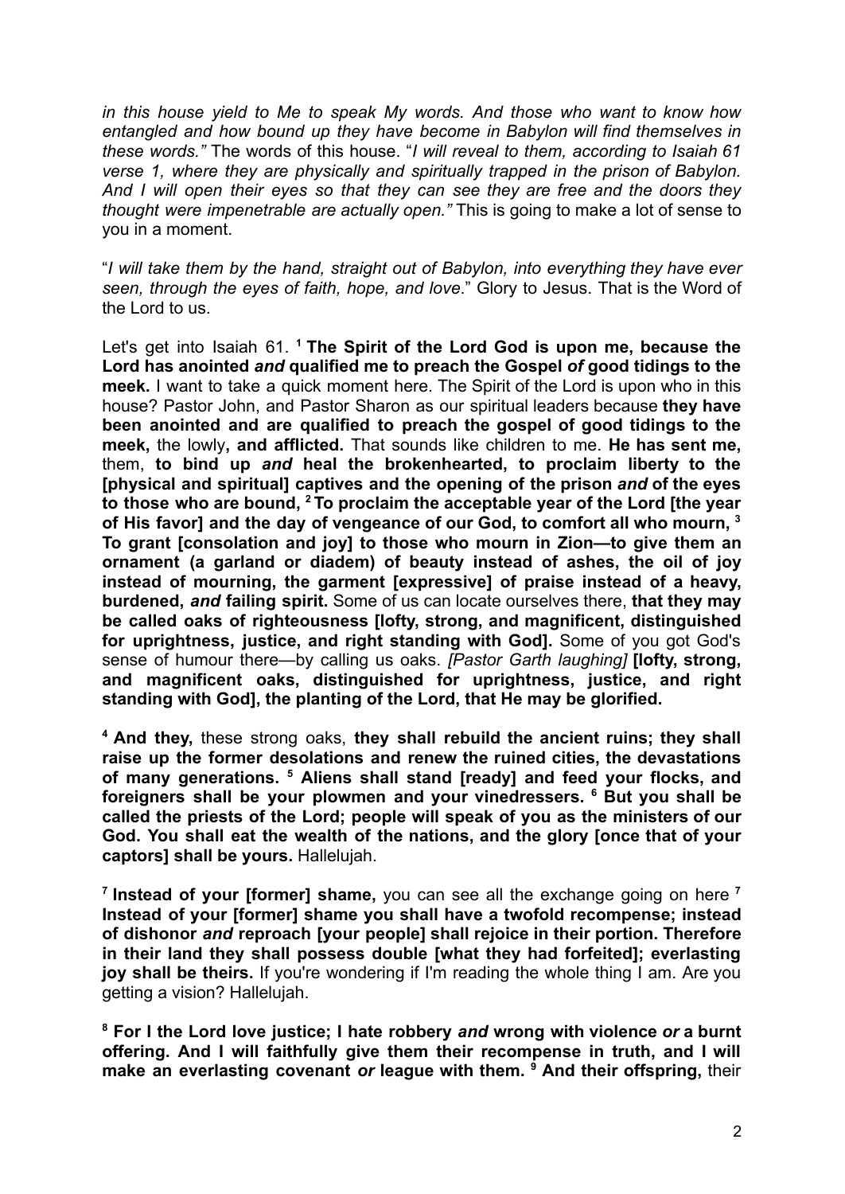*in this house yield to Me to speak My words. And those who want to know how entangled and how bound up they have become in Babylon will find themselves in these words."* The words of this house. "*I will reveal to them, according to Isaiah 61 verse 1, where they are physically and spiritually trapped in the prison of Babylon. And I will open their eyes so that they can see they are free and the doors they thought were impenetrable are actually open."* This is going to make a lot of sense to you in a moment.

"*I will take them by the hand, straight out of Babylon, into everything they have ever seen, through the eyes of faith, hope, and love*." Glory to Jesus. That is the Word of the Lord to us.

Let's get into Isaiah 61. [1] **The Spirit of the Lord God is upon me, because the Lord has anointed *and* qualified me to preach the Gospel *of* good tidings to the meek.** I want to take a quick moment here. The Spirit of the Lord is upon who in this house? Pastor John, and Pastor Sharon as our spiritual leaders because **they have been anointed and are qualified to preach the gospel of good tidings to the meek,** the lowly**, and afflicted.** That sounds like children to me. **He has sent me,** them, **to bind up *and* heal the brokenhearted, to proclaim liberty to the [physical and spiritual] captives and the opening of the prison *and* of the eyes to those who are bound,** [2] **To proclaim the acceptable year of the Lord [the year of His favor] and the day of vengeance of our God, to comfort all who mourn,** [3] **To grant [consolation and joy] to those who mourn in Zion—to give them an ornament (a garland or diadem) of beauty instead of ashes, the oil of joy instead of mourning, the garment [expressive] of praise instead of a heavy, burdened, *and* failing spirit.** Some of us can locate ourselves there, **that they may be called oaks of righteousness [lofty, strong, and magnificent, distinguished for uprightness, justice, and right standing with God].** Some of you got God's sense of humour there—by calling us oaks. *[Pastor Garth laughing]* **[lofty, strong, and magnificent oaks, distinguished for uprightness, justice, and right standing with God], the planting of the Lord, that He may be glorified.**

[4] **And they,** these strong oaks, **they shall rebuild the ancient ruins; they shall raise up the former desolations and renew the ruined cities, the devastations of many generations.** [5] **Aliens shall stand [ready] and feed your flocks, and foreigners shall be your plowmen and your vinedressers.** [6] **But you shall be called the priests of the Lord; people will speak of you as the ministers of our God. You shall eat the wealth of the nations, and the glory [once that of your captors] shall be yours.** Hallelujah.

[7] **Instead of your [former] shame,** you can see all the exchange going on here [7] **Instead of your [former] shame you shall have a twofold recompense; instead of dishonor *and* reproach [your people] shall rejoice in their portion. Therefore in their land they shall possess double [what they had forfeited]; everlasting joy shall be theirs.** If you're wondering if I'm reading the whole thing I am. Are you getting a vision? Hallelujah.

[8] **For I the Lord love justice; I hate robbery *and* wrong with violence *or* a burnt offering. And I will faithfully give them their recompense in truth, and I will make an everlasting covenant *or* league with them.** [9] **And their offspring,** their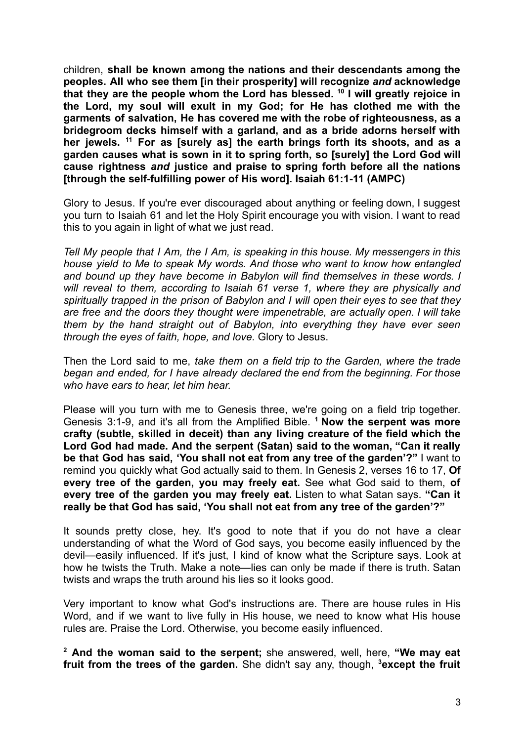children, **shall be known among the nations and their descendants among the peoples. All who see them [in their prosperity] will recognize *and* acknowledge that they are the people whom the Lord has blessed. [10] I will greatly rejoice in the Lord, my soul will exult in my God; for He has clothed me with the garments of salvation, He has covered me with the robe of righteousness, as a bridegroom decks himself with a garland, and as a bride adorns herself with her jewels. [11] For as [surely as] the earth brings forth its shoots, and as a garden causes what is sown in it to spring forth, so [surely] the Lord God will cause rightness *and* justice and praise to spring forth before all the nations [through the self-fulfilling power of His word]. Isaiah 61:1-11 (AMPC)**

Glory to Jesus. If you're ever discouraged about anything or feeling down, I suggest you turn to Isaiah 61 and let the Holy Spirit encourage you with vision. I want to read this to you again in light of what we just read.

*Tell My people that I Am, the I Am, is speaking in this house. My messengers in this house yield to Me to speak My words. And those who want to know how entangled and bound up they have become in Babylon will find themselves in these words. I will reveal to them, according to Isaiah 61 verse 1, where they are physically and spiritually trapped in the prison of Babylon and I will open their eyes to see that they are free and the doors they thought were impenetrable, are actually open. I will take them by the hand straight out of Babylon, into everything they have ever seen through the eyes of faith, hope, and love.* Glory to Jesus.

Then the Lord said to me, *take them on a field trip to the Garden, where the trade began and ended, for I have already declared the end from the beginning. For those who have ears to hear, let him hear.*

Please will you turn with me to Genesis three, we're going on a field trip together. Genesis 3:1-9, and it's all from the Amplified Bible. **[1] Now the serpent was more crafty (subtle, skilled in deceit) than any living creature of the field which the Lord God had made. And the serpent (Satan) said to the woman, "Can it really be that God has said, 'You shall not eat from any tree of the garden'?"** I want to remind you quickly what God actually said to them. In Genesis 2, verses 16 to 17, **Of every tree of the garden, you may freely eat.** See what God said to them, **of every tree of the garden you may freely eat.** Listen to what Satan says. **"Can it really be that God has said, 'You shall not eat from any tree of the garden'?"**

It sounds pretty close, hey. It's good to note that if you do not have a clear understanding of what the Word of God says, you become easily influenced by the devil—easily influenced. If it's just, I kind of know what the Scripture says. Look at how he twists the Truth. Make a note—lies can only be made if there is truth. Satan twists and wraps the truth around his lies so it looks good.

Very important to know what God's instructions are. There are house rules in His Word, and if we want to live fully in His house, we need to know what His house rules are. Praise the Lord. Otherwise, you become easily influenced.

**[2] And the woman said to the serpent;** she answered, well, here, **"We may eat fruit from the trees of the garden.** She didn't say any, though, **[3]except the fruit**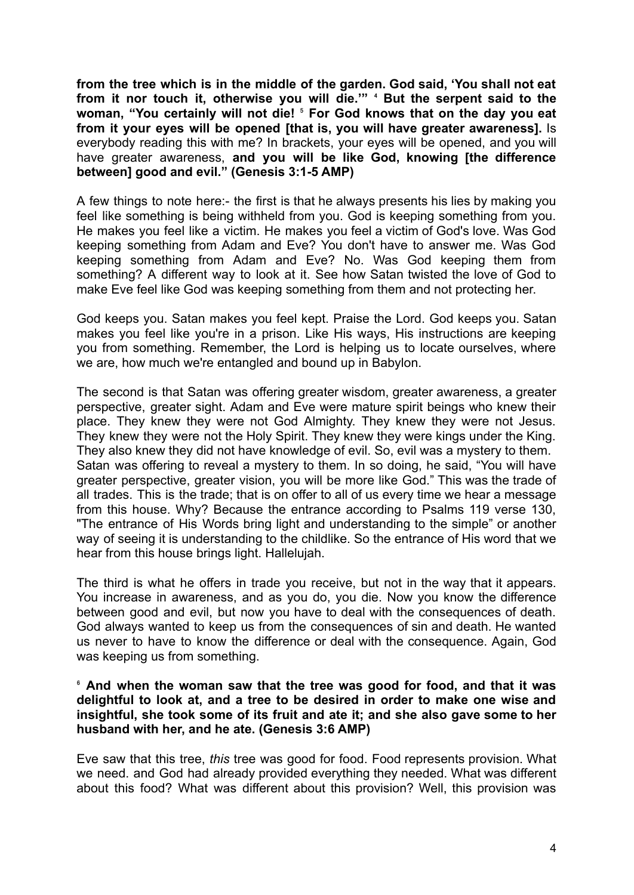**from the tree which is in the middle of the garden. God said, 'You shall not eat from it nor touch it, otherwise you will die.'"** [4] **But the serpent said to the woman, "You certainly will not die!** [5] **For God knows that on the day you eat from it your eyes will be opened [that is, you will have greater awareness].** Is everybody reading this with me? In brackets, your eyes will be opened, and you will have greater awareness, **and you will be like God, knowing [the difference between] good and evil." (Genesis 3:1-5 AMP)**

A few things to note here:- the first is that he always presents his lies by making you feel like something is being withheld from you. God is keeping something from you. He makes you feel like a victim. He makes you feel a victim of God's love. Was God keeping something from Adam and Eve? You don't have to answer me. Was God keeping something from Adam and Eve? No. Was God keeping them from something? A different way to look at it. See how Satan twisted the love of God to make Eve feel like God was keeping something from them and not protecting her.

God keeps you. Satan makes you feel kept. Praise the Lord. God keeps you. Satan makes you feel like you're in a prison. Like His ways, His instructions are keeping you from something. Remember, the Lord is helping us to locate ourselves, where we are, how much we're entangled and bound up in Babylon.

The second is that Satan was offering greater wisdom, greater awareness, a greater perspective, greater sight. Adam and Eve were mature spirit beings who knew their place. They knew they were not God Almighty. They knew they were not Jesus. They knew they were not the Holy Spirit. They knew they were kings under the King. They also knew they did not have knowledge of evil. So, evil was a mystery to them. Satan was offering to reveal a mystery to them. In so doing, he said, "You will have greater perspective, greater vision, you will be more like God." This was the trade of all trades. This is the trade; that is on offer to all of us every time we hear a message from this house. Why? Because the entrance according to Psalms 119 verse 130, "The entrance of His Words bring light and understanding to the simple" or another way of seeing it is understanding to the childlike. So the entrance of His word that we hear from this house brings light. Hallelujah.

The third is what he offers in trade you receive, but not in the way that it appears. You increase in awareness, and as you do, you die. Now you know the difference between good and evil, but now you have to deal with the consequences of death. God always wanted to keep us from the consequences of sin and death. He wanted us never to have to know the difference or deal with the consequence. Again, God was keeping us from something.

[6] **And when the woman saw that the tree was good for food, and that it was delightful to look at, and a tree to be desired in order to make one wise and insightful, she took some of its fruit and ate it; and she also gave some to her husband with her, and he ate. (Genesis 3:6 AMP)**

Eve saw that this tree, *this* tree was good for food. Food represents provision. What we need. and God had already provided everything they needed. What was different about this food? What was different about this provision? Well, this provision was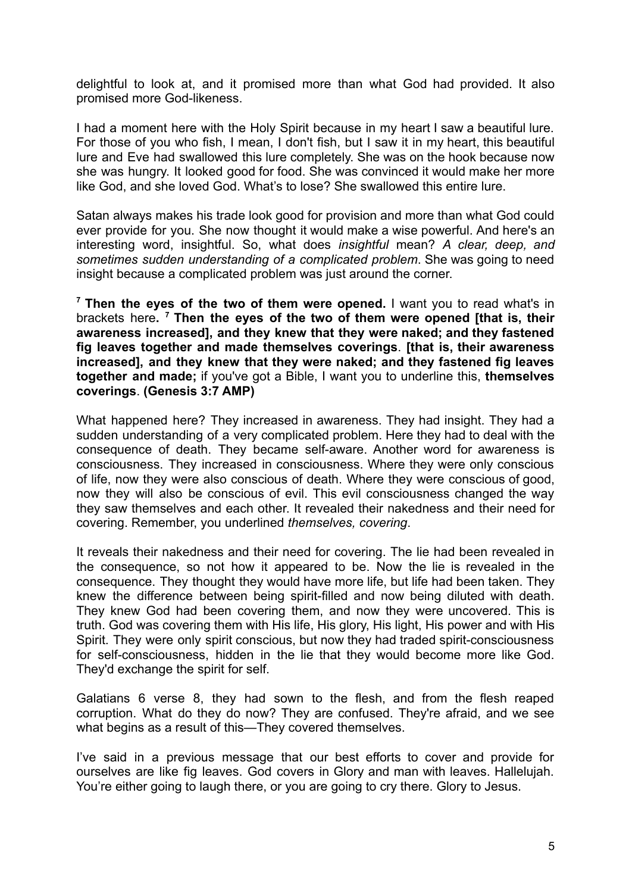delightful to look at, and it promised more than what God had provided. It also promised more God-likeness.

I had a moment here with the Holy Spirit because in my heart I saw a beautiful lure. For those of you who fish, I mean, I don't fish, but I saw it in my heart, this beautiful lure and Eve had swallowed this lure completely. She was on the hook because now she was hungry. It looked good for food. She was convinced it would make her more like God, and she loved God. What's to lose? She swallowed this entire lure.

Satan always makes his trade look good for provision and more than what God could ever provide for you. She now thought it would make a wise powerful. And here's an interesting word, insightful. So, what does *insightful* mean? *A clear, deep, and sometimes sudden understanding of a complicated problem*. She was going to need insight because a complicated problem was just around the corner.

[7] **Then the eyes of the two of them were opened.** I want you to read what's in brackets here**.** [7] **Then the eyes of the two of them were opened [that is, their awareness increased], and they knew that they were naked; and they fastened fig leaves together and made themselves coverings**. **[that is, their awareness increased], and they knew that they were naked; and they fastened fig leaves together and made;** if you've got a Bible, I want you to underline this, **themselves coverings**. **(Genesis 3:7 AMP)**

What happened here? They increased in awareness. They had insight. They had a sudden understanding of a very complicated problem. Here they had to deal with the consequence of death. They became self-aware. Another word for awareness is consciousness. They increased in consciousness. Where they were only conscious of life, now they were also conscious of death. Where they were conscious of good, now they will also be conscious of evil. This evil consciousness changed the way they saw themselves and each other. It revealed their nakedness and their need for covering. Remember, you underlined *themselves, covering*.

It reveals their nakedness and their need for covering. The lie had been revealed in the consequence, so not how it appeared to be. Now the lie is revealed in the consequence. They thought they would have more life, but life had been taken. They knew the difference between being spirit-filled and now being diluted with death. They knew God had been covering them, and now they were uncovered. This is truth. God was covering them with His life, His glory, His light, His power and with His Spirit. They were only spirit conscious, but now they had traded spirit-consciousness for self-consciousness, hidden in the lie that they would become more like God. They'd exchange the spirit for self.

Galatians 6 verse 8, they had sown to the flesh, and from the flesh reaped corruption. What do they do now? They are confused. They're afraid, and we see what begins as a result of this—They covered themselves.

I've said in a previous message that our best efforts to cover and provide for ourselves are like fig leaves. God covers in Glory and man with leaves. Hallelujah. You're either going to laugh there, or you are going to cry there. Glory to Jesus.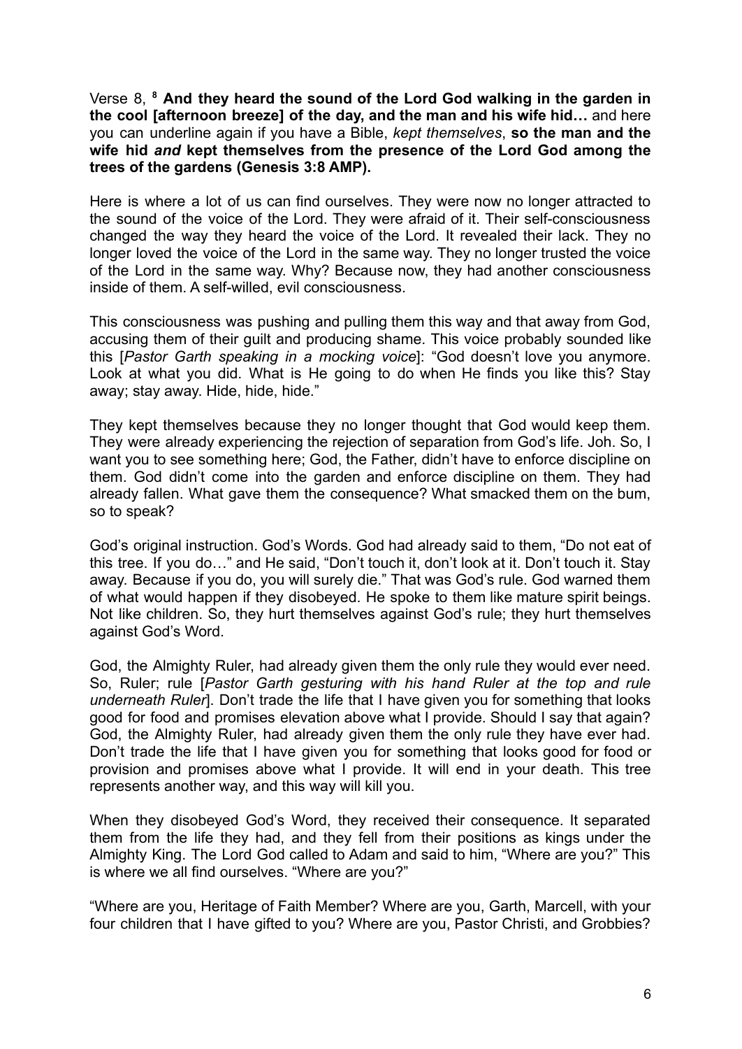Verse 8, [8] **And they heard the sound of the Lord God walking in the garden in the cool [afternoon breeze] of the day, and the man and his wife hid…** and here you can underline again if you have a Bible, *kept themselves*, **so the man and the wife hid *and* kept themselves from the presence of the Lord God among the trees of the gardens (Genesis 3:8 AMP).**

Here is where a lot of us can find ourselves. They were now no longer attracted to the sound of the voice of the Lord. They were afraid of it. Their self-consciousness changed the way they heard the voice of the Lord. It revealed their lack. They no longer loved the voice of the Lord in the same way. They no longer trusted the voice of the Lord in the same way. Why? Because now, they had another consciousness inside of them. A self-willed, evil consciousness.

This consciousness was pushing and pulling them this way and that away from God, accusing them of their guilt and producing shame. This voice probably sounded like this [*Pastor Garth speaking in a mocking voice*]: "God doesn't love you anymore. Look at what you did. What is He going to do when He finds you like this? Stay away; stay away. Hide, hide, hide."

They kept themselves because they no longer thought that God would keep them. They were already experiencing the rejection of separation from God's life. Joh. So, I want you to see something here; God, the Father, didn't have to enforce discipline on them. God didn't come into the garden and enforce discipline on them. They had already fallen. What gave them the consequence? What smacked them on the bum, so to speak?

God's original instruction. God's Words. God had already said to them, "Do not eat of this tree. If you do…" and He said, "Don't touch it, don't look at it. Don't touch it. Stay away. Because if you do, you will surely die." That was God's rule. God warned them of what would happen if they disobeyed. He spoke to them like mature spirit beings. Not like children. So, they hurt themselves against God's rule; they hurt themselves against God's Word.

God, the Almighty Ruler, had already given them the only rule they would ever need. So, Ruler; rule [*Pastor Garth gesturing with his hand Ruler at the top and rule underneath Ruler*]. Don't trade the life that I have given you for something that looks good for food and promises elevation above what I provide. Should I say that again? God, the Almighty Ruler, had already given them the only rule they have ever had. Don't trade the life that I have given you for something that looks good for food or provision and promises above what I provide. It will end in your death. This tree represents another way, and this way will kill you.

When they disobeyed God's Word, they received their consequence. It separated them from the life they had, and they fell from their positions as kings under the Almighty King. The Lord God called to Adam and said to him, "Where are you?" This is where we all find ourselves. "Where are you?"

"Where are you, Heritage of Faith Member? Where are you, Garth, Marcell, with your four children that I have gifted to you? Where are you, Pastor Christi, and Grobbies?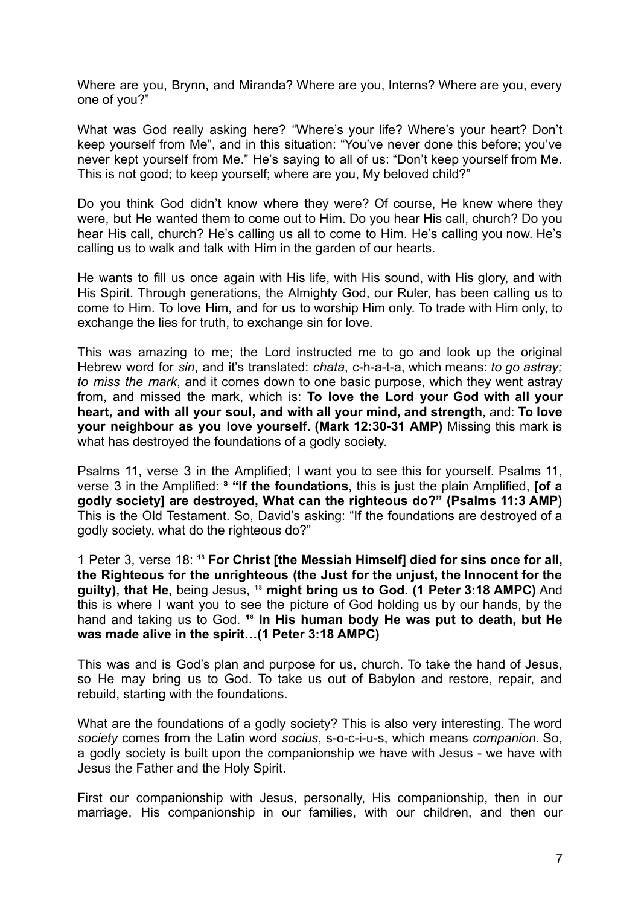Where are you, Brynn, and Miranda? Where are you, Interns? Where are you, every one of you?"

What was God really asking here? "Where's your life? Where's your heart? Don't keep yourself from Me", and in this situation: "You've never done this before; you've never kept yourself from Me." He's saying to all of us: "Don't keep yourself from Me. This is not good; to keep yourself; where are you, My beloved child?"

Do you think God didn't know where they were? Of course, He knew where they were, but He wanted them to come out to Him. Do you hear His call, church? Do you hear His call, church? He's calling us all to come to Him. He's calling you now. He's calling us to walk and talk with Him in the garden of our hearts.

He wants to fill us once again with His life, with His sound, with His glory, and with His Spirit. Through generations, the Almighty God, our Ruler, has been calling us to come to Him. To love Him, and for us to worship Him only. To trade with Him only, to exchange the lies for truth, to exchange sin for love.

This was amazing to me; the Lord instructed me to go and look up the original Hebrew word for *sin*, and it's translated: *chata*, c-h-a-t-a, which means: *to go astray; to miss the mark*, and it comes down to one basic purpose, which they went astray from, and missed the mark, which is: **To love the Lord your God with all your heart, and with all your soul, and with all your mind, and strength**, and: **To love your neighbour as you love yourself. (Mark 12:30-31 AMP)** Missing this mark is what has destroyed the foundations of a godly society.

Psalms 11, verse 3 in the Amplified; I want you to see this for yourself. Psalms 11, verse 3 in the Amplified: [3] **"If the foundations,** this is just the plain Amplified, **[of a godly society] are destroyed, What can the righteous do?" (Psalms 11:3 AMP)** This is the Old Testament. So, David's asking: "If the foundations are destroyed of a godly society, what do the righteous do?"

1 Peter 3, verse 18: [18] **For Christ [the Messiah Himself] died for sins once for all, the Righteous for the unrighteous (the Just for the unjust, the Innocent for the guilty), that He,** being Jesus, [18] **might bring us to God. (1 Peter 3:18 AMPC)** And this is where I want you to see the picture of God holding us by our hands, by the hand and taking us to God. [18] **In His human body He was put to death, but He was made alive in the spirit…(1 Peter 3:18 AMPC)**

This was and is God's plan and purpose for us, church. To take the hand of Jesus, so He may bring us to God. To take us out of Babylon and restore, repair, and rebuild, starting with the foundations.

What are the foundations of a godly society? This is also very interesting. The word *society* comes from the Latin word *socius*, s-o-c-i-u-s, which means *companion*. So, a godly society is built upon the companionship we have with Jesus - we have with Jesus the Father and the Holy Spirit.

First our companionship with Jesus, personally, His companionship, then in our marriage, His companionship in our families, with our children, and then our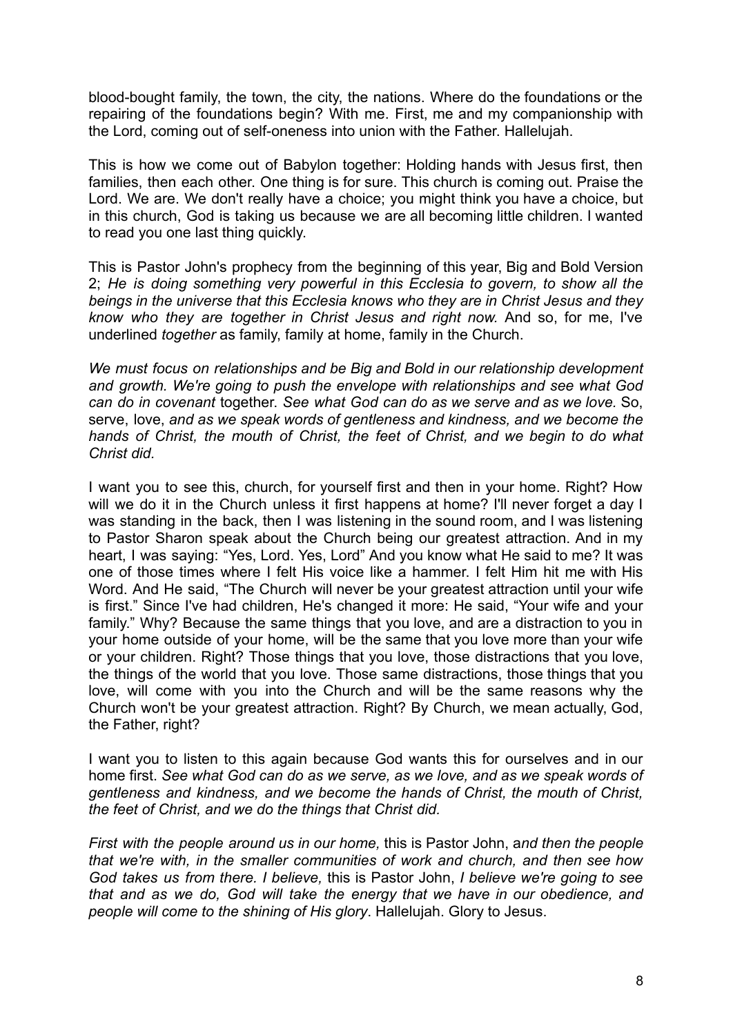blood-bought family, the town, the city, the nations. Where do the foundations or the repairing of the foundations begin? With me. First, me and my companionship with the Lord, coming out of self-oneness into union with the Father. Hallelujah.

This is how we come out of Babylon together: Holding hands with Jesus first, then families, then each other. One thing is for sure. This church is coming out. Praise the Lord. We are. We don't really have a choice; you might think you have a choice, but in this church, God is taking us because we are all becoming little children. I wanted to read you one last thing quickly.

This is Pastor John's prophecy from the beginning of this year, Big and Bold Version 2; *He is doing something very powerful in this Ecclesia to govern, to show all the beings in the universe that this Ecclesia knows who they are in Christ Jesus and they know who they are together in Christ Jesus and right now.* And so, for me, I've underlined *together* as family, family at home, family in the Church.

*We must focus on relationships and be Big and Bold in our relationship development and growth. We're going to push the envelope with relationships and see what God can do in covenant* together. *See what God can do as we serve and as we love.* So, serve, love, *and as we speak words of gentleness and kindness, and we become the hands of Christ, the mouth of Christ, the feet of Christ, and we begin to do what Christ did.*

I want you to see this, church, for yourself first and then in your home. Right? How will we do it in the Church unless it first happens at home? I'll never forget a day I was standing in the back, then I was listening in the sound room, and I was listening to Pastor Sharon speak about the Church being our greatest attraction. And in my heart, I was saying: "Yes, Lord. Yes, Lord" And you know what He said to me? It was one of those times where I felt His voice like a hammer. I felt Him hit me with His Word. And He said, "The Church will never be your greatest attraction until your wife is first." Since I've had children, He's changed it more: He said, "Your wife and your family." Why? Because the same things that you love, and are a distraction to you in your home outside of your home, will be the same that you love more than your wife or your children. Right? Those things that you love, those distractions that you love, the things of the world that you love. Those same distractions, those things that you love, will come with you into the Church and will be the same reasons why the Church won't be your greatest attraction. Right? By Church, we mean actually, God, the Father, right?

I want you to listen to this again because God wants this for ourselves and in our home first. *See what God can do as we serve, as we love, and as we speak words of gentleness and kindness, and we become the hands of Christ, the mouth of Christ, the feet of Christ, and we do the things that Christ did.*

*First with the people around us in our home,* this is Pastor John, a*nd then the people that we're with, in the smaller communities of work and church, and then see how God takes us from there. I believe,* this is Pastor John, *I believe we're going to see that and as we do, God will take the energy that we have in our obedience, and people will come to the shining of His glory*. Hallelujah. Glory to Jesus.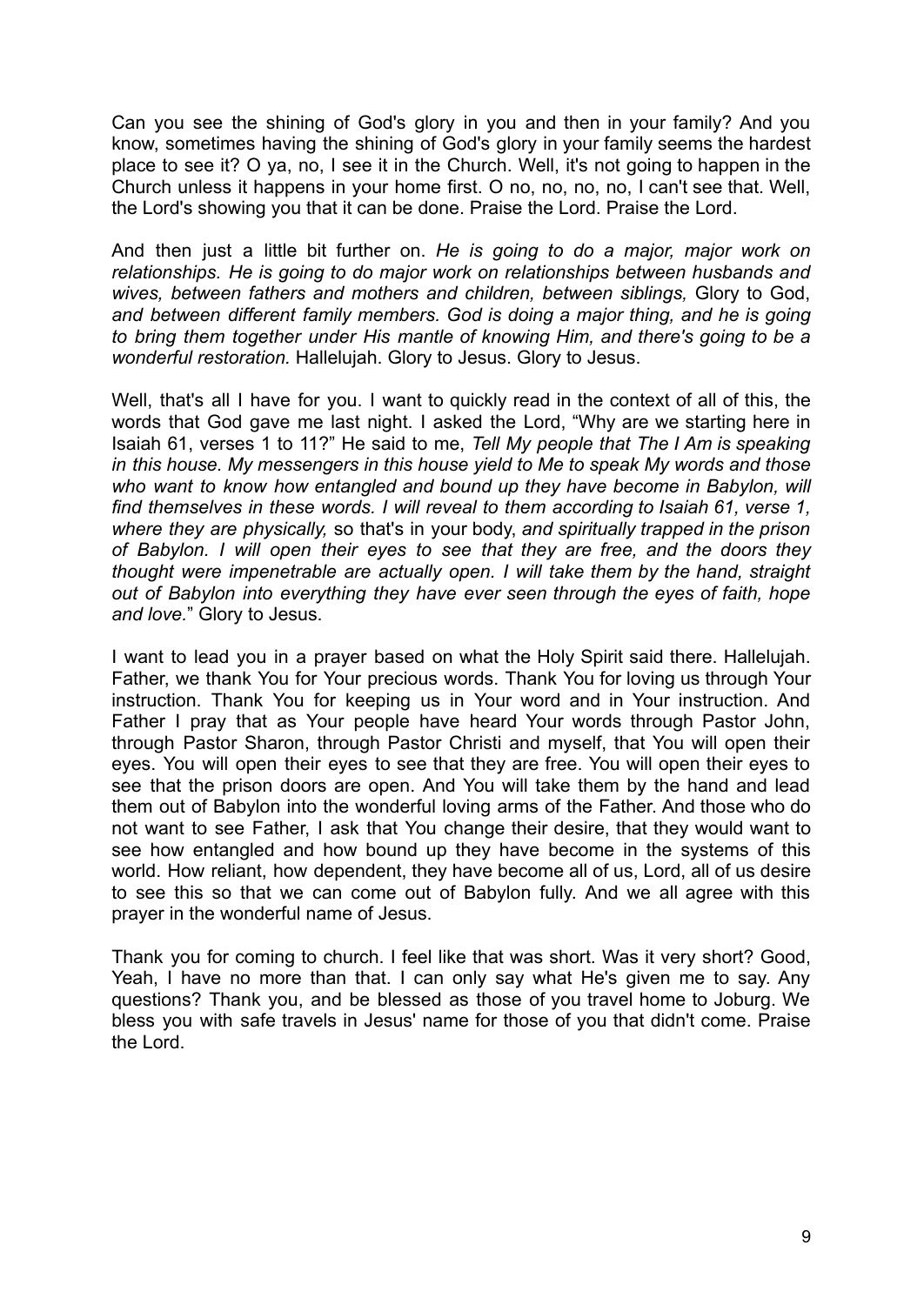Can you see the shining of God's glory in you and then in your family? And you know, sometimes having the shining of God's glory in your family seems the hardest place to see it? O ya, no, I see it in the Church. Well, it's not going to happen in the Church unless it happens in your home first. O no, no, no, no, I can't see that. Well, the Lord's showing you that it can be done. Praise the Lord. Praise the Lord.

And then just a little bit further on. *He is going to do a major, major work on relationships. He is going to do major work on relationships between husbands and wives, between fathers and mothers and children, between siblings,* Glory to God, *and between different family members. God is doing a major thing, and he is going to bring them together under His mantle of knowing Him, and there's going to be a wonderful restoration.* Hallelujah. Glory to Jesus. Glory to Jesus.

Well, that's all I have for you. I want to quickly read in the context of all of this, the words that God gave me last night. I asked the Lord, "Why are we starting here in Isaiah 61, verses 1 to 11?" He said to me, *Tell My people that The I Am is speaking in this house. My messengers in this house yield to Me to speak My words and those who want to know how entangled and bound up they have become in Babylon, will find themselves in these words. I will reveal to them according to Isaiah 61, verse 1, where they are physically,* so that's in your body, *and spiritually trapped in the prison of Babylon. I will open their eyes to see that they are free, and the doors they thought were impenetrable are actually open. I will take them by the hand, straight out of Babylon into everything they have ever seen through the eyes of faith, hope and love.*" Glory to Jesus.

I want to lead you in a prayer based on what the Holy Spirit said there. Hallelujah. Father, we thank You for Your precious words. Thank You for loving us through Your instruction. Thank You for keeping us in Your word and in Your instruction. And Father I pray that as Your people have heard Your words through Pastor John, through Pastor Sharon, through Pastor Christi and myself, that You will open their eyes. You will open their eyes to see that they are free. You will open their eyes to see that the prison doors are open. And You will take them by the hand and lead them out of Babylon into the wonderful loving arms of the Father. And those who do not want to see Father, I ask that You change their desire, that they would want to see how entangled and how bound up they have become in the systems of this world. How reliant, how dependent, they have become all of us, Lord, all of us desire to see this so that we can come out of Babylon fully. And we all agree with this prayer in the wonderful name of Jesus.

Thank you for coming to church. I feel like that was short. Was it very short? Good, Yeah, I have no more than that. I can only say what He's given me to say. Any questions? Thank you, and be blessed as those of you travel home to Joburg. We bless you with safe travels in Jesus' name for those of you that didn't come. Praise the Lord.